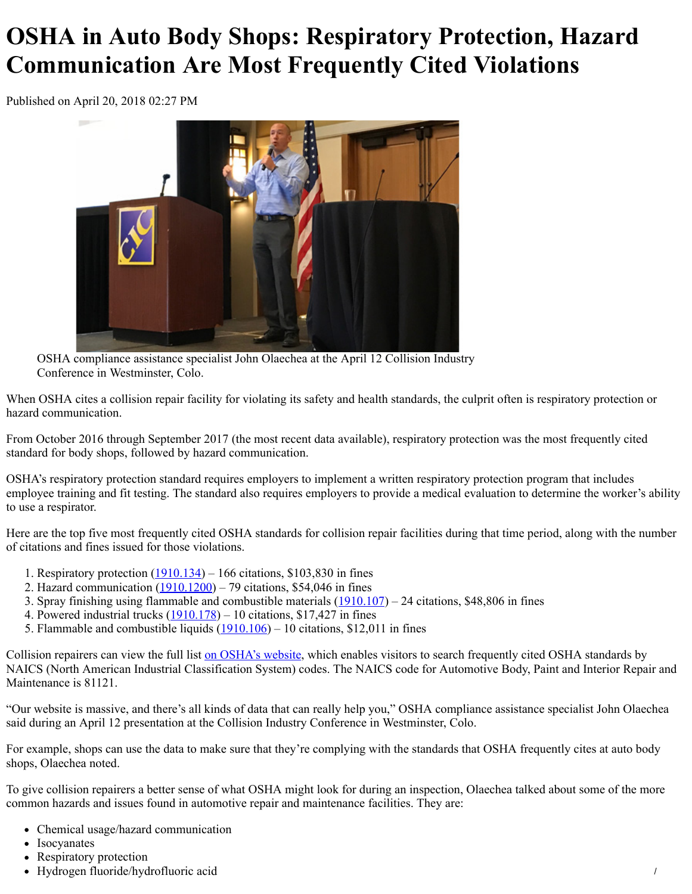# OSHA in Auto Body Shops: Respiratory Protection, Hazard Communication Are Most Frequently Cited Violations

Published on April 20, 2018 02:27 PM

OSHA compliance assistance specialist John Olaechea at the April 12 Collision Industry Conference in Westminster, Colo.

When OSHA cites a collision repair facility for violating its safety and health standards, the culprit often is respiratory protection or hazard communication.

From October 2016 through September 2017 (the most recent data available), respiratory protection was the most frequently cited standard for body shops, followed by hazard communication.

OSHA's respiratory protection standard requires employers to implement a written respiratory protection program that includes employee training and fit testing. The standard also requires employers to provide a medical evaluation to determine the worker's ability to use a respirator.

Here are the top five most frequently cited OSHA standards for collision repair facilities during that time period, along with the number of citations and fines issued for those violations.

1. Respiratory protection (1910.134) – 166 citations, $103,830 in fines
2. Hazard communication (1910.1200) – 79 citations, $54,046 in fines
3. Spray finishing using flammable and combustible materials (1910.107) – 24 citations, $48,806 in fines
4. Powered industrial trucks (1910.178) – 10 citations, $17,427 in fines
5. Flammable and combustible liquids (1910.106) – 10 citations, $12,011 in fines

Collision repairers can view the full list on OSHA's website, which enables visitors to search frequently cited OSHA standards by NAICS (North American Industrial Classification System) codes. The NAICS code for Automotive Body, Paint and Interior Repair and Maintenance is 81121.

"Our website is massive, and there's all kinds of data that can really help you," OSHA compliance assistance specialist John Olaechea said during an April 12 presentation at the Collision Industry Conference in Westminster, Colo.

For example, shops can use the data to make sure that they're complying with the standards that OSHA frequently cites at auto body shops, Olaechea noted.

To give collision repairers a better sense of what OSHA might look for during an inspection, Olaechea talked about some of the more common hazards and issues found in automotive repair and maintenance facilities. They are:

- Chemical usage/hazard communication
- Isocyanates
- Respiratory protection
- Hydrogen fluoride/hydrofluoric acid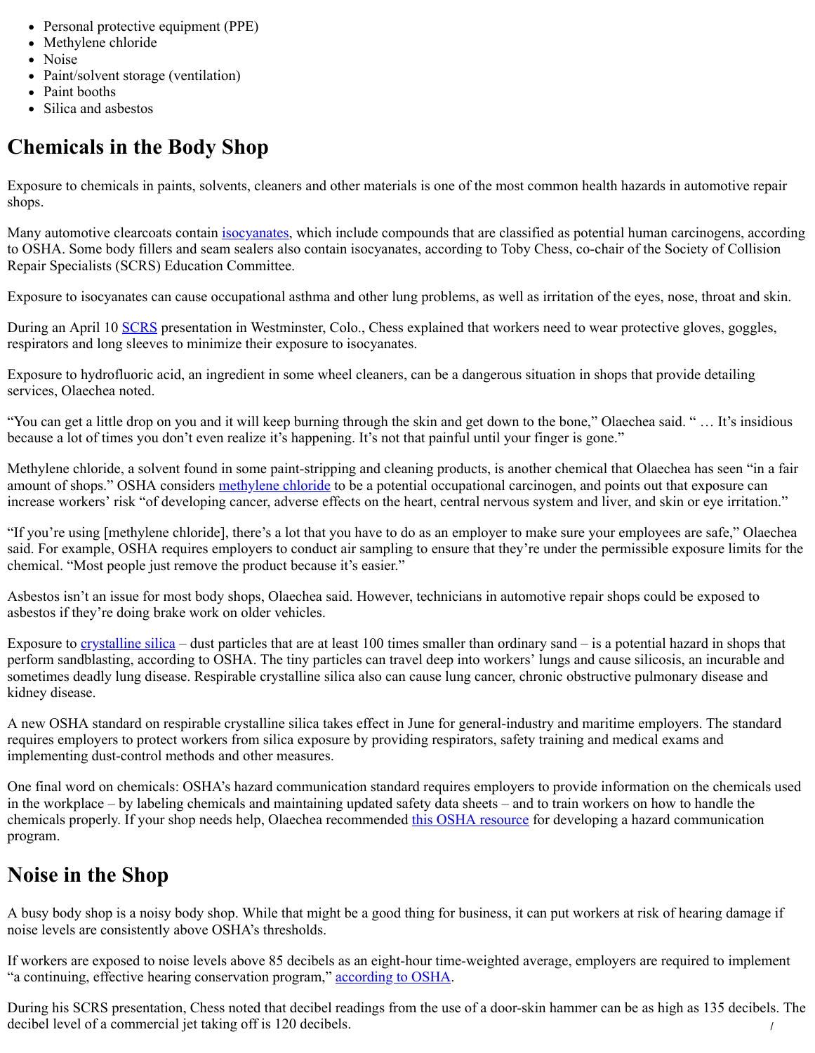- Personal protective equipment (PPE)
- Methylene chloride
- Noise
- Paint/solvent storage (ventilation)
- Paint booths
- Silica and asbestos

## Chemicals in the Body Shop

Exposure to chemicals in paints, solvents, cleaners and other materials is one of the most common health hazards in automotive repair shops.

Many automotive clearcoats contain isocyanates, which include compounds that are classified as potential human carcinogens, according to OSHA. Some body fillers and seam sealers also contain isocyanates, according to Toby Chess, co-chair of the Society of Collision Repair Specialists (SCRS) Education Committee.

Exposure to isocyanates can cause occupational asthma and other lung problems, as well as irritation of the eyes, nose, throat and skin.

During an April 10 SCRS presentation in Westminster, Colo., Chess explained that workers need to wear protective gloves, goggles, respirators and long sleeves to minimize their exposure to isocyanates.

Exposure to hydrofluoric acid, an ingredient in some wheel cleaners, can be a dangerous situation in shops that provide detailing services, Olaechea noted.

“You can get a little drop on you and it will keep burning through the skin and get down to the bone,” Olaechea said. “ … It’s insidious because a lot of times you don’t even realize it’s happening. It’s not that painful until your finger is gone.”

Methylene chloride, a solvent found in some paint-stripping and cleaning products, is another chemical that Olaechea has seen “in a fair amount of shops.” OSHA considers methylene chloride to be a potential occupational carcinogen, and points out that exposure can increase workers’ risk “of developing cancer, adverse effects on the heart, central nervous system and liver, and skin or eye irritation.”

“If you’re using [methylene chloride], there’s a lot that you have to do as an employer to make sure your employees are safe,” Olaechea said. For example, OSHA requires employers to conduct air sampling to ensure that they’re under the permissible exposure limits for the chemical. “Most people just remove the product because it’s easier.”

Asbestos isn’t an issue for most body shops, Olaechea said. However, technicians in automotive repair shops could be exposed to asbestos if they’re doing brake work on older vehicles.

Exposure to crystalline silica – dust particles that are at least 100 times smaller than ordinary sand – is a potential hazard in shops that perform sandblasting, according to OSHA. The tiny particles can travel deep into workers’ lungs and cause silicosis, an incurable and sometimes deadly lung disease. Respirable crystalline silica also can cause lung cancer, chronic obstructive pulmonary disease and kidney disease.

A new OSHA standard on respirable crystalline silica takes effect in June for general-industry and maritime employers. The standard requires employers to protect workers from silica exposure by providing respirators, safety training and medical exams and implementing dust-control methods and other measures.

One final word on chemicals: OSHA’s hazard communication standard requires employers to provide information on the chemicals used in the workplace – by labeling chemicals and maintaining updated safety data sheets – and to train workers on how to handle the chemicals properly. If your shop needs help, Olaechea recommended this OSHA resource for developing a hazard communication program.

## Noise in the Shop

A busy body shop is a noisy body shop. While that might be a good thing for business, it can put workers at risk of hearing damage if noise levels are consistently above OSHA’s thresholds.

If workers are exposed to noise levels above 85 decibels as an eight-hour time-weighted average, employers are required to implement “a continuing, effective hearing conservation program,” according to OSHA.

During his SCRS presentation, Chess noted that decibel readings from the use of a door-skin hammer can be as high as 135 decibels. The decibel level of a commercial jet taking off is 120 decibels.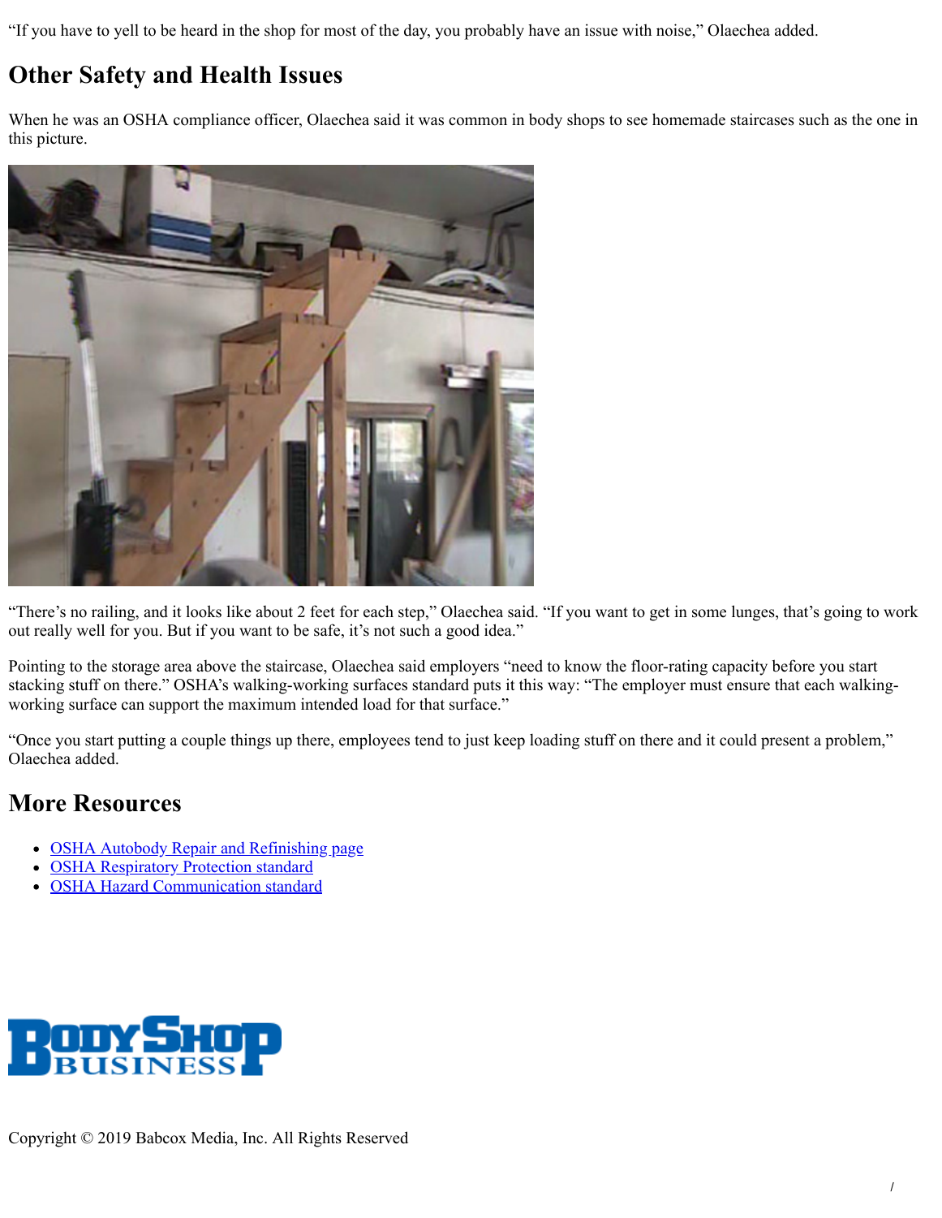“If you have to yell to be heard in the shop for most of the day, you probably have an issue with noise,” Olaechea added.

## Other Safety and Health Issues

When he was an OSHA compliance officer, Olaechea said it was common in body shops to see homemade staircases such as the one in this picture.

“There’s no railing, and it looks like about 2 feet for each step,” Olaechea said. “If you want to get in some lunges, that’s going to work out really well for you. But if you want to be safe, it’s not such a good idea.”

Pointing to the storage area above the staircase, Olaechea said employers “need to know the floor-rating capacity before you start stacking stuff on there.” OSHA’s walking-working surfaces standard puts it this way: “The employer must ensure that each walking-working surface can support the maximum intended load for that surface.”

“Once you start putting a couple things up there, employees tend to just keep loading stuff on there and it could present a problem,” Olaechea added.

## More Resources

- [OSHA Autobody Repair and Refinishing page]
- [OSHA Respiratory Protection standard]
- [OSHA Hazard Communication standard]

BODY SHOP BUSINESS

Copyright © 2019 Babcox Media, Inc. All Rights Reserved